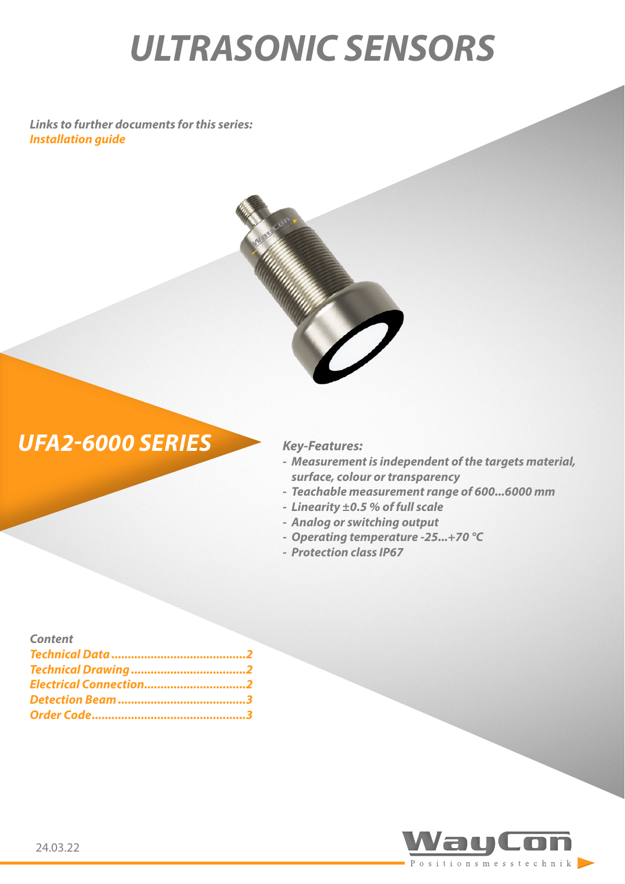# ULTRASONIC SENSORS

*Links to further documents for this series:*
*Installation guide*

## UFA2-6000 SERIES

*Key-Features:*

- *Measurement is independent of the targets material, surface, colour or transparency*
- *Teachable measurement range of 600...6000 mm*
- *Linearity ±0.5 % of full scale*
- *Analog or switching output*
- *Operating temperature -25...+70 °C*
- *Protection class IP67*

*Content*

- Technical Data ........................................2
- Technical Drawing ..................................2
- Electrical Connection...............................2
- Detection Beam .......................................3
- Order Code...............................................3

24.03.22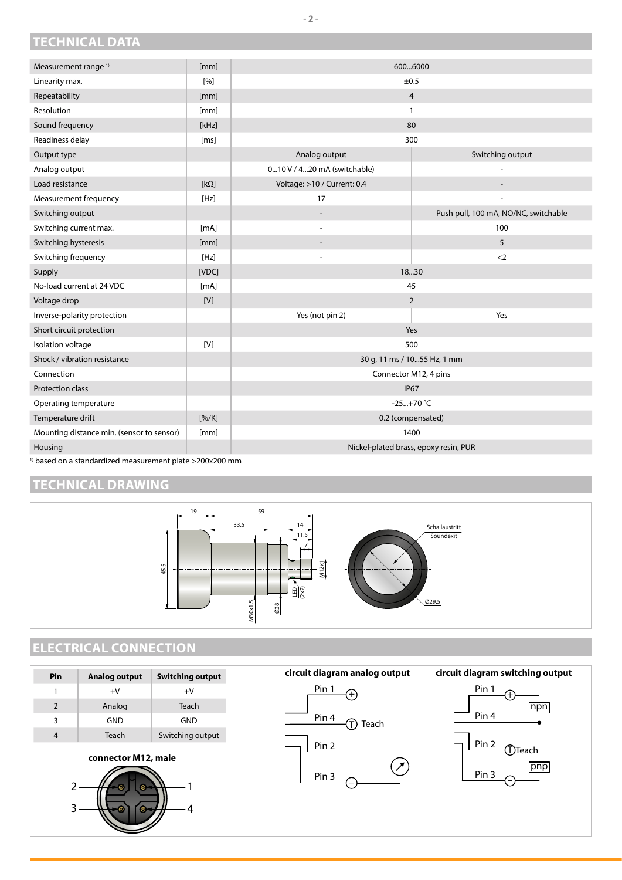## TECHNICAL DATA

| | | | |
|---|---|---|---|
| Measurement range [1] | [mm] | 600...6000 | |
| Linearity max. | [%] | ±0.5 | |
| Repeatability | [mm] | 4 | |
| Resolution | [mm] | 1 | |
| Sound frequency | [kHz] | 80 | |
| Readiness delay | [ms] | 300 | |
| Output type | | Analog output | Switching output |
| Analog output | | 0...10 V / 4...20 mA (switchable) | - |
| Load resistance | [kΩ] | Voltage: >10 / Current: 0.4 | - |
| Measurement frequency | [Hz] | 17 | - |
| Switching output | | - | Push pull, 100 mA, NO/NC, switchable |
| Switching current max. | [mA] | - | 100 |
| Switching hysteresis | [mm] | - | 5 |
| Switching frequency | [Hz] | - | <2 |
| Supply | [VDC] | 18...30 | |
| No-load current at 24 VDC | [mA] | 45 | |
| Voltage drop | [V] | 2 | |
| Inverse-polarity protection | | Yes (not pin 2) | Yes |
| Short circuit protection | | Yes | |
| Isolation voltage | [V] | 500 | |
| Shock / vibration resistance | | 30 g, 11 ms / 10...55 Hz, 1 mm | |
| Connection | | Connector M12, 4 pins | |
| Protection class | | IP67 | |
| Operating temperature | | -25...+70 °C | |
| Temperature drift | [%/K] | 0.2 (compensated) | |
| Mounting distance min. (sensor to sensor) | [mm] | 1400 | |
| Housing | | Nickel-plated brass, epoxy resin, PUR | |

[1] based on a standardized measurement plate >200x200 mm

## TECHNICAL DRAWING

19, 59, 33.5, 14, 11.5, 7, 45.5, M30x1.5, Ø28, LED (2x2), M12x1, Schallaustritt Soundexit, Ø29.5

## ELECTRICAL CONNECTION

| Pin | Analog output | Switching output |
|---|---|---|
| 1 | +V | +V |
| 2 | Analog | Teach |
| 3 | GND | GND |
| 4 | Teach | Switching output |

**connector M12, male**

**circuit diagram analog output**

Pin 1, Pin 4, Teach, Pin 2, Pin 3

**circuit diagram switching output**

Pin 1, npn, Pin 4, Pin 2, Teach, pnp, Pin 3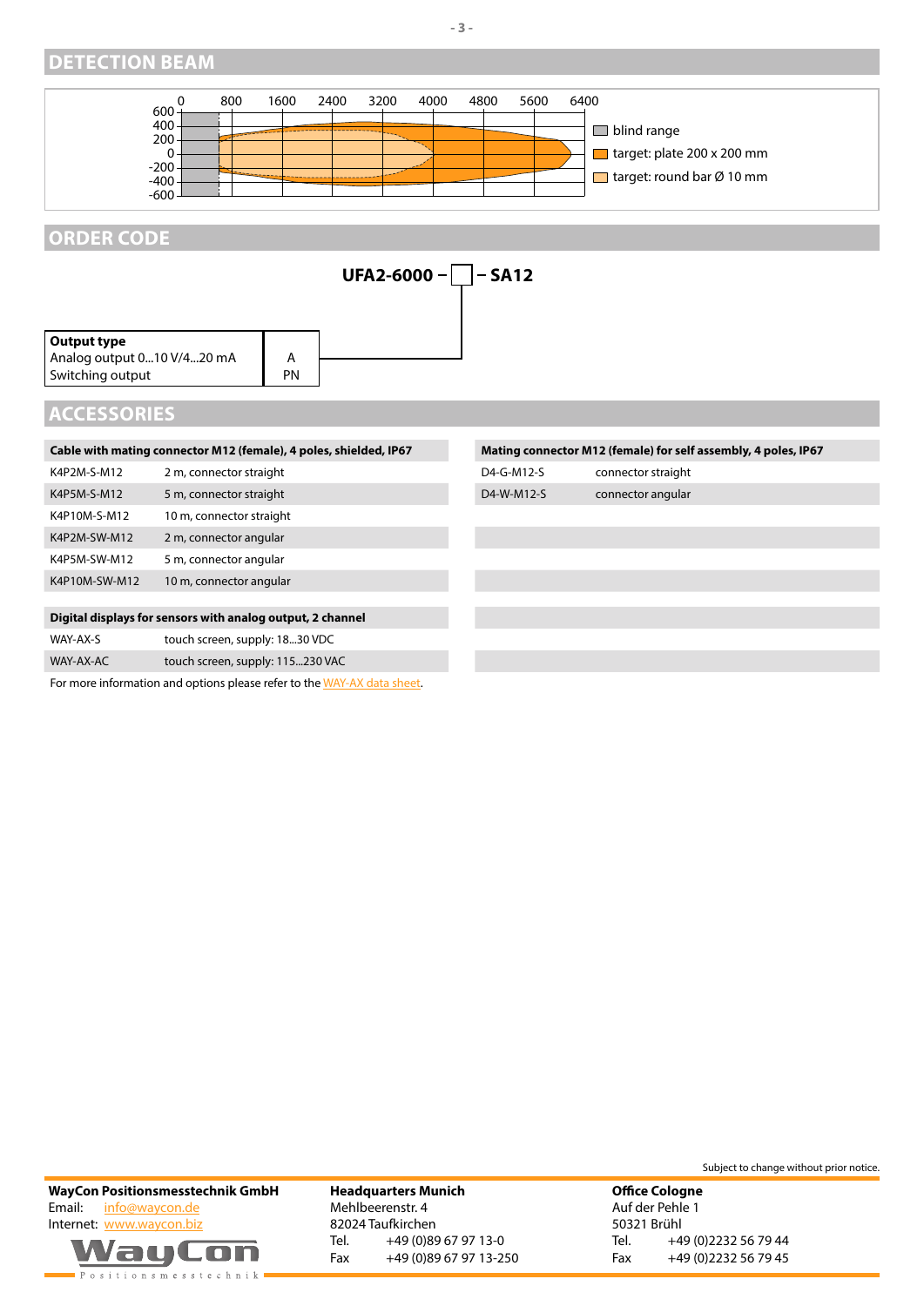## DETECTION BEAM

0 800 1600 2400 3200 4000 4800 5600 6400

600
400
200
0
-200
-400
-600

blind range
target: plate 200 x 200 mm
target: round bar Ø 10 mm

## ORDER CODE

**UFA2-6000 – [ ] – SA12**

| **Output type** | |
|---|---|
| Analog output 0...10 V/4...20 mA | A |
| Switching output | PN |

## ACCESSORIES

| **Cable with mating connector M12 (female), 4 poles, shielded, IP67** | |
|---|---|
| K4P2M-S-M12 | 2 m, connector straight |
| K4P5M-S-M12 | 5 m, connector straight |
| K4P10M-S-M12 | 10 m, connector straight |
| K4P2M-SW-M12 | 2 m, connector angular |
| K4P5M-SW-M12 | 5 m, connector angular |
| K4P10M-SW-M12 | 10 m, connector angular |

| **Mating connector M12 (female) for self assembly, 4 poles, IP67** | |
|---|---|
| D4-G-M12-S | connector straight |
| D4-W-M12-S | connector angular |

| **Digital displays for sensors with analog output, 2 channel** | |
|---|---|
| WAY-AX-S | touch screen, supply: 18...30 VDC |
| WAY-AX-AC | touch screen, supply: 115...230 VAC |

For more information and options please refer to the WAY-AX data sheet.

Subject to change without prior notice.

**WayCon Positionsmesstechnik GmbH**
Email: info@waycon.de
Internet: www.waycon.biz

**Headquarters Munich**
Mehlbeerenstr. 4
82024 Taufkirchen
Tel. +49 (0)89 67 97 13-0
Fax +49 (0)89 67 97 13-250

**Office Cologne**
Auf der Pehle 1
50321 Brühl
Tel. +49 (0)2232 56 79 44
Fax +49 (0)2232 56 79 45